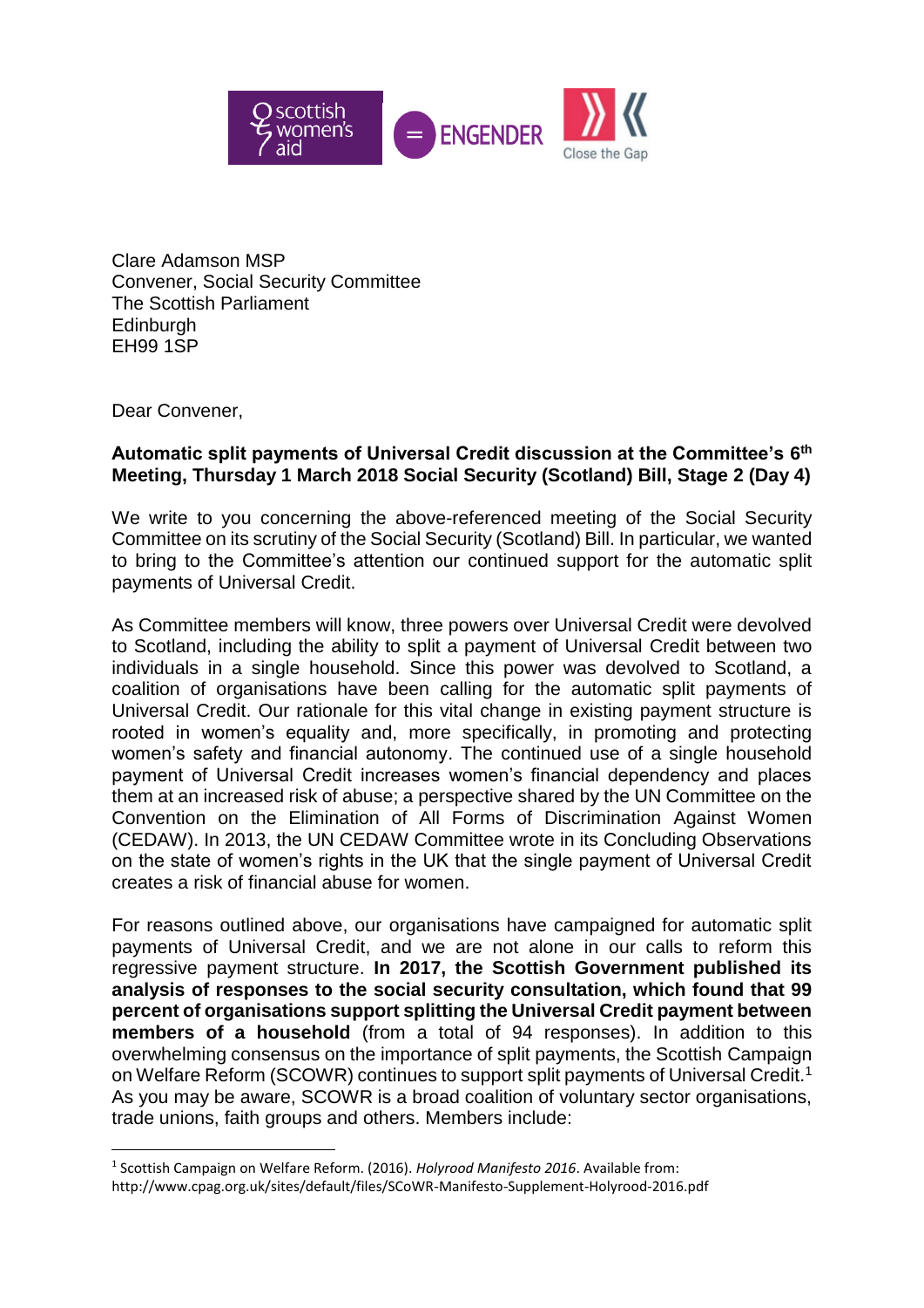Clare Adamson MSP
Convener, Social Security Committee
The Scottish Parliament
Edinburgh
EH99 1SP

Dear Convener,

**Automatic split payments of Universal Credit discussion at the Committee's 6th Meeting, Thursday 1 March 2018 Social Security (Scotland) Bill, Stage 2 (Day 4)**

We write to you concerning the above-referenced meeting of the Social Security Committee on its scrutiny of the Social Security (Scotland) Bill. In particular, we wanted to bring to the Committee's attention our continued support for the automatic split payments of Universal Credit.

As Committee members will know, three powers over Universal Credit were devolved to Scotland, including the ability to split a payment of Universal Credit between two individuals in a single household. Since this power was devolved to Scotland, a coalition of organisations have been calling for the automatic split payments of Universal Credit. Our rationale for this vital change in existing payment structure is rooted in women's equality and, more specifically, in promoting and protecting women's safety and financial autonomy. The continued use of a single household payment of Universal Credit increases women's financial dependency and places them at an increased risk of abuse; a perspective shared by the UN Committee on the Convention on the Elimination of All Forms of Discrimination Against Women (CEDAW). In 2013, the UN CEDAW Committee wrote in its Concluding Observations on the state of women's rights in the UK that the single payment of Universal Credit creates a risk of financial abuse for women.

For reasons outlined above, our organisations have campaigned for automatic split payments of Universal Credit, and we are not alone in our calls to reform this regressive payment structure. **In 2017, the Scottish Government published its analysis of responses to the social security consultation, which found that 99 percent of organisations support splitting the Universal Credit payment between members of a household** (from a total of 94 responses). In addition to this overwhelming consensus on the importance of split payments, the Scottish Campaign on Welfare Reform (SCOWR) continues to support split payments of Universal Credit.[1] As you may be aware, SCOWR is a broad coalition of voluntary sector organisations, trade unions, faith groups and others. Members include:

---

[1] Scottish Campaign on Welfare Reform. (2016). *Holyrood Manifesto 2016*. Available from: http://www.cpag.org.uk/sites/default/files/SCoWR-Manifesto-Supplement-Holyrood-2016.pdf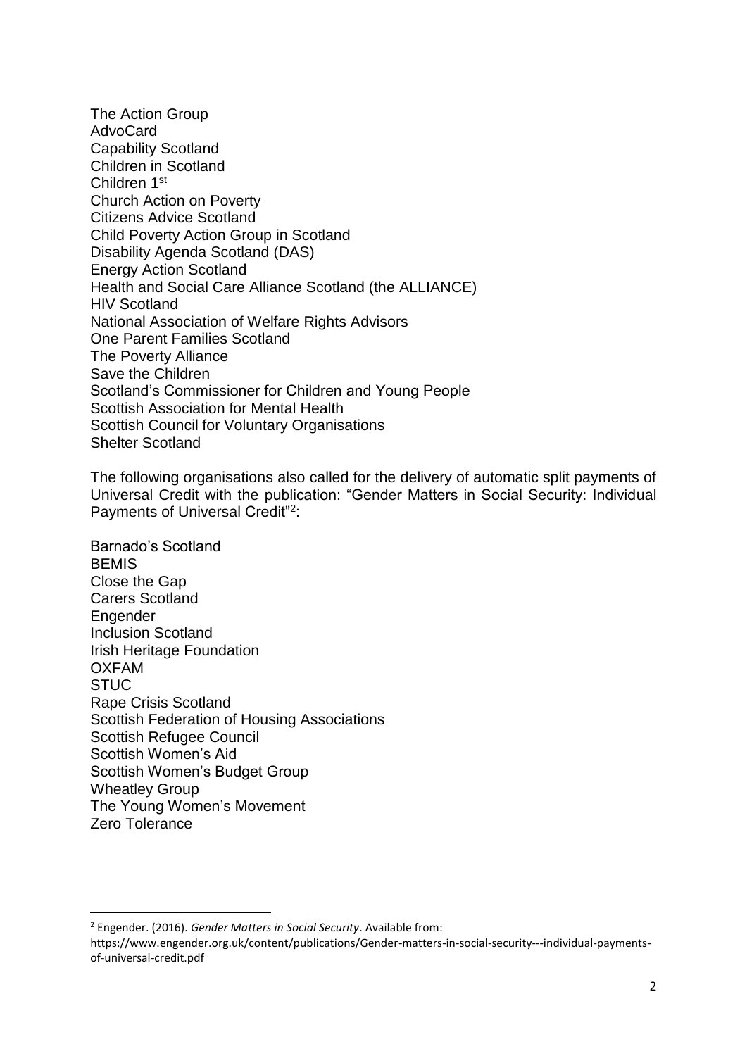The Action Group
AdvoCard
Capability Scotland
Children in Scotland
Children 1st
Church Action on Poverty
Citizens Advice Scotland
Child Poverty Action Group in Scotland
Disability Agenda Scotland (DAS)
Energy Action Scotland
Health and Social Care Alliance Scotland (the ALLIANCE)
HIV Scotland
National Association of Welfare Rights Advisors
One Parent Families Scotland
The Poverty Alliance
Save the Children
Scotland's Commissioner for Children and Young People
Scottish Association for Mental Health
Scottish Council for Voluntary Organisations
Shelter Scotland

The following organisations also called for the delivery of automatic split payments of Universal Credit with the publication: "Gender Matters in Social Security: Individual Payments of Universal Credit"[2]:

Barnado's Scotland
BEMIS
Close the Gap
Carers Scotland
Engender
Inclusion Scotland
Irish Heritage Foundation
OXFAM
STUC
Rape Crisis Scotland
Scottish Federation of Housing Associations
Scottish Refugee Council
Scottish Women's Aid
Scottish Women's Budget Group
Wheatley Group
The Young Women's Movement
Zero Tolerance

---

[2] Engender. (2016). *Gender Matters in Social Security*. Available from: https://www.engender.org.uk/content/publications/Gender-matters-in-social-security---individual-payments-of-universal-credit.pdf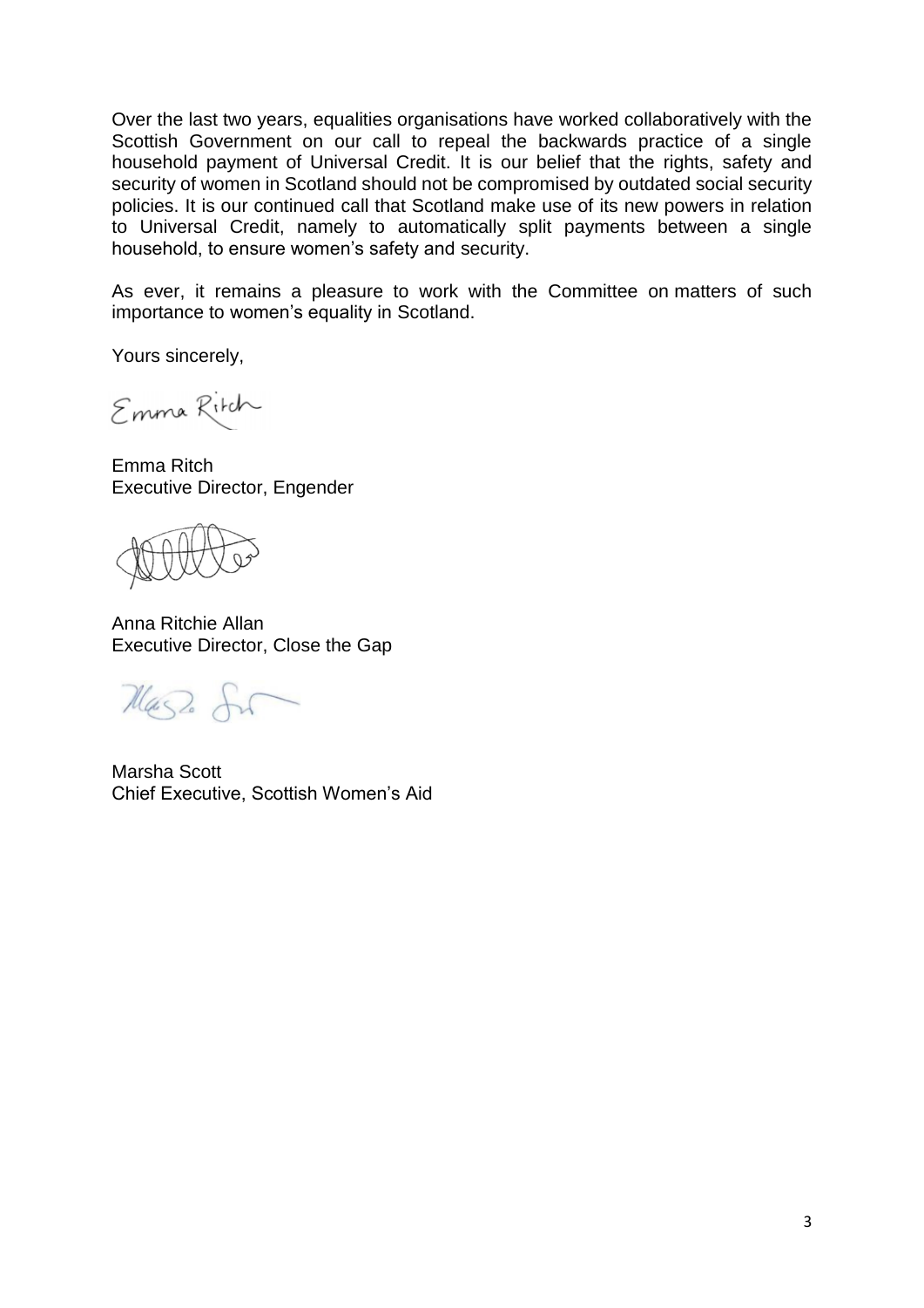Over the last two years, equalities organisations have worked collaboratively with the Scottish Government on our call to repeal the backwards practice of a single household payment of Universal Credit. It is our belief that the rights, safety and security of women in Scotland should not be compromised by outdated social security policies. It is our continued call that Scotland make use of its new powers in relation to Universal Credit, namely to automatically split payments between a single household, to ensure women's safety and security.

As ever, it remains a pleasure to work with the Committee on matters of such importance to women's equality in Scotland.

Yours sincerely,

Emma Ritch
Executive Director, Engender

Anna Ritchie Allan
Executive Director, Close the Gap

Marsha Scott
Chief Executive, Scottish Women's Aid